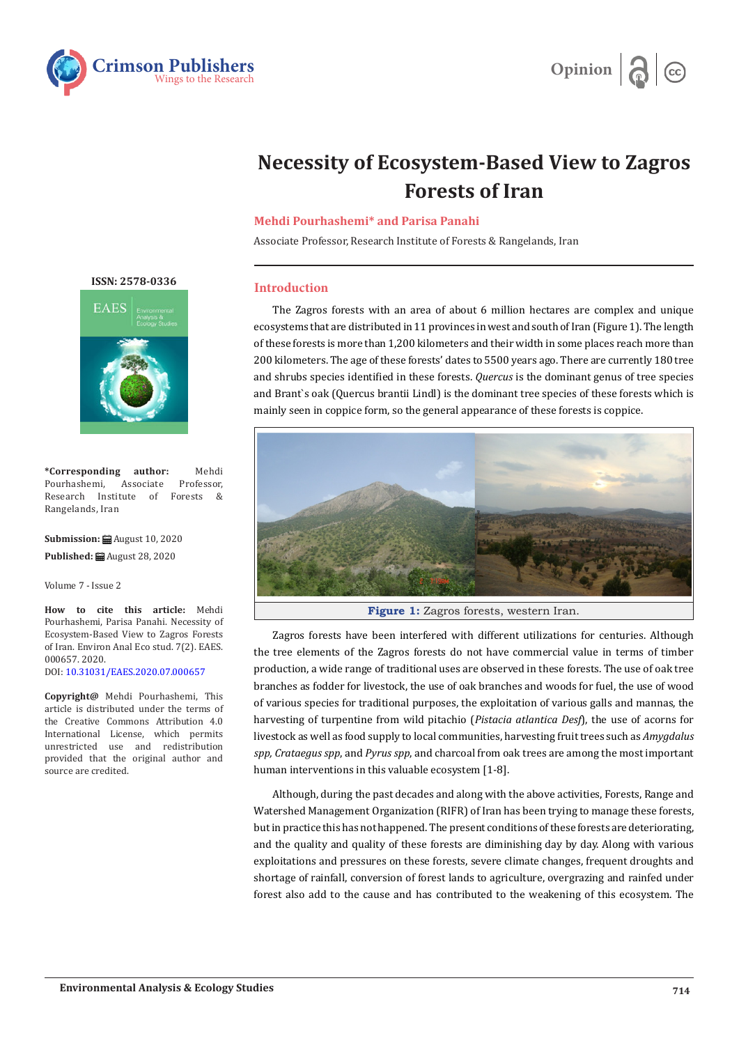# Necessity of Ecosystem-Based View to Zagros Forests of Iran

**Mehdi Pourhashemi* and Parisa Panahi**

Associate Professor, Research Institute of Forests & Rangelands, Iran

ISSN: 2578-0336

**\*Corresponding author:** Mehdi Pourhashemi, Associate Professor, Research Institute of Forests & Rangelands, Iran

**Submission:** August 10, 2020

**Published:** August 28, 2020

Volume 7 - Issue 2

**How to cite this article:** Mehdi Pourhashemi, Parisa Panahi. Necessity of Ecosystem-Based View to Zagros Forests of Iran. Environ Anal Eco stud. 7(2). EAES. 000657. 2020.
DOI: 10.31031/EAES.2020.07.000657

**Copyright@** Mehdi Pourhashemi, This article is distributed under the terms of the Creative Commons Attribution 4.0 International License, which permits unrestricted use and redistribution provided that the original author and source are credited.

## Introduction

The Zagros forests with an area of about 6 million hectares are complex and unique ecosystems that are distributed in 11 provinces in west and south of Iran (Figure 1). The length of these forests is more than 1,200 kilometers and their width in some places reach more than 200 kilometers. The age of these forests' dates to 5500 years ago. There are currently 180 tree and shrubs species identified in these forests. *Quercus* is the dominant genus of tree species and Brant`s oak (Quercus brantii Lindl) is the dominant tree species of these forests which is mainly seen in coppice form, so the general appearance of these forests is coppice.

**Figure 1:** Zagros forests, western Iran.

Zagros forests have been interfered with different utilizations for centuries. Although the tree elements of the Zagros forests do not have commercial value in terms of timber production, a wide range of traditional uses are observed in these forests. The use of oak tree branches as fodder for livestock, the use of oak branches and woods for fuel, the use of wood of various species for traditional purposes, the exploitation of various galls and mannas, the harvesting of turpentine from wild pitachio (*Pistacia atlantica Desf*), the use of acorns for livestock as well as food supply to local communities, harvesting fruit trees such as *Amygdalus spp, Crataegus spp*, and *Pyrus spp*, and charcoal from oak trees are among the most important human interventions in this valuable ecosystem [1-8].

Although, during the past decades and along with the above activities, Forests, Range and Watershed Management Organization (RIFR) of Iran has been trying to manage these forests, but in practice this has not happened. The present conditions of these forests are deteriorating, and the quality and quality of these forests are diminishing day by day. Along with various exploitations and pressures on these forests, severe climate changes, frequent droughts and shortage of rainfall, conversion of forest lands to agriculture, overgrazing and rainfed under forest also add to the cause and has contributed to the weakening of this ecosystem. The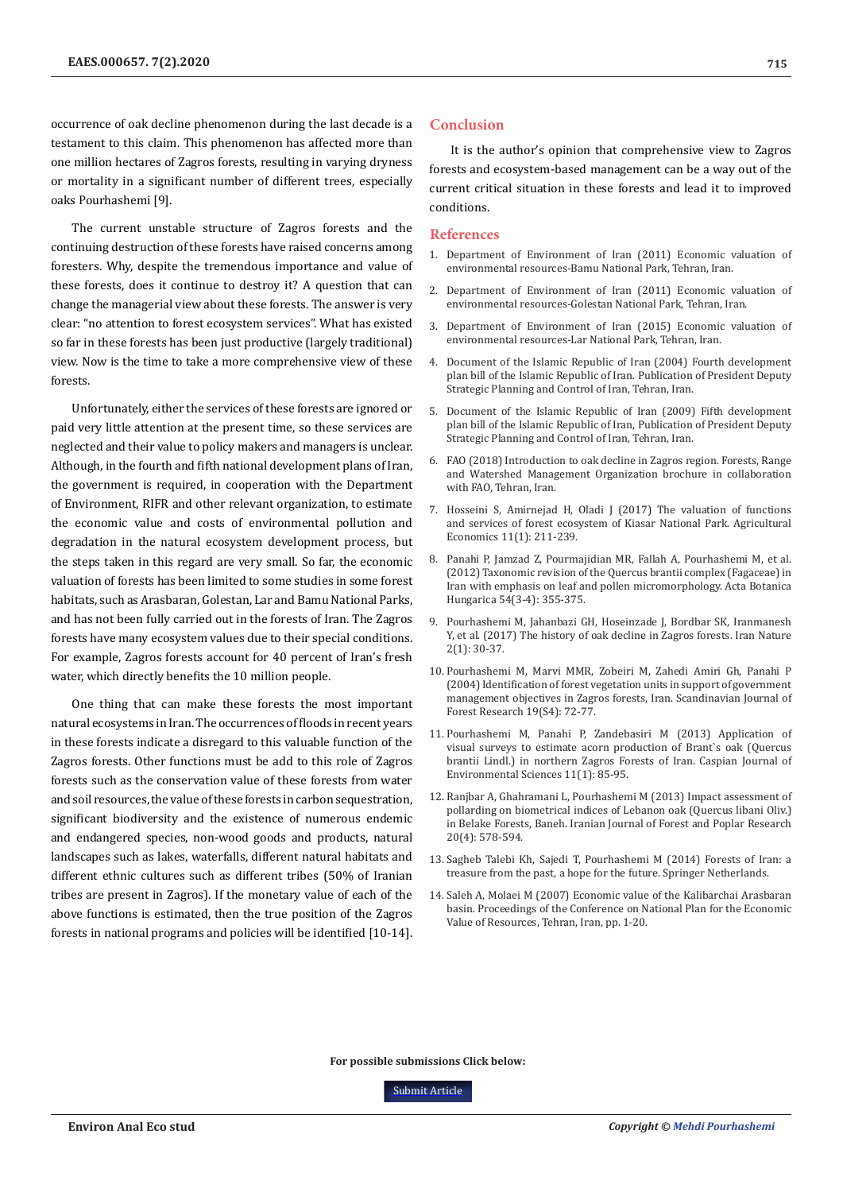occurrence of oak decline phenomenon during the last decade is a testament to this claim. This phenomenon has affected more than one million hectares of Zagros forests, resulting in varying dryness or mortality in a significant number of different trees, especially oaks Pourhashemi [9].

The current unstable structure of Zagros forests and the continuing destruction of these forests have raised concerns among foresters. Why, despite the tremendous importance and value of these forests, does it continue to destroy it? A question that can change the managerial view about these forests. The answer is very clear: "no attention to forest ecosystem services". What has existed so far in these forests has been just productive (largely traditional) view. Now is the time to take a more comprehensive view of these forests.

Unfortunately, either the services of these forests are ignored or paid very little attention at the present time, so these services are neglected and their value to policy makers and managers is unclear. Although, in the fourth and fifth national development plans of Iran, the government is required, in cooperation with the Department of Environment, RIFR and other relevant organization, to estimate the economic value and costs of environmental pollution and degradation in the natural ecosystem development process, but the steps taken in this regard are very small. So far, the economic valuation of forests has been limited to some studies in some forest habitats, such as Arasbaran, Golestan, Lar and Bamu National Parks, and has not been fully carried out in the forests of Iran. The Zagros forests have many ecosystem values due to their special conditions. For example, Zagros forests account for 40 percent of Iran's fresh water, which directly benefits the 10 million people.

One thing that can make these forests the most important natural ecosystems in Iran. The occurrences of floods in recent years in these forests indicate a disregard to this valuable function of the Zagros forests. Other functions must be add to this role of Zagros forests such as the conservation value of these forests from water and soil resources, the value of these forests in carbon sequestration, significant biodiversity and the existence of numerous endemic and endangered species, non-wood goods and products, natural landscapes such as lakes, waterfalls, different natural habitats and different ethnic cultures such as different tribes (50% of Iranian tribes are present in Zagros). If the monetary value of each of the above functions is estimated, then the true position of the Zagros forests in national programs and policies will be identified [10-14].

## Conclusion

It is the author's opinion that comprehensive view to Zagros forests and ecosystem-based management can be a way out of the current critical situation in these forests and lead it to improved conditions.

## References

1. Department of Environment of Iran (2011) Economic valuation of environmental resources-Bamu National Park, Tehran, Iran.
2. Department of Environment of Iran (2011) Economic valuation of environmental resources-Golestan National Park, Tehran, Iran.
3. Department of Environment of Iran (2015) Economic valuation of environmental resources-Lar National Park, Tehran, Iran.
4. Document of the Islamic Republic of Iran (2004) Fourth development plan bill of the Islamic Republic of Iran. Publication of President Deputy Strategic Planning and Control of Iran, Tehran, Iran.
5. Document of the Islamic Republic of Iran (2009) Fifth development plan bill of the Islamic Republic of Iran, Publication of President Deputy Strategic Planning and Control of Iran, Tehran, Iran.
6. FAO (2018) Introduction to oak decline in Zagros region. Forests, Range and Watershed Management Organization brochure in collaboration with FAO, Tehran, Iran.
7. Hosseini S, Amirnejad H, Oladi J (2017) The valuation of functions and services of forest ecosystem of Kiasar National Park. Agricultural Economics 11(1): 211-239.
8. Panahi P, Jamzad Z, Pourmajidian MR, Fallah A, Pourhashemi M, et al. (2012) Taxonomic revision of the Quercus brantii complex (Fagaceae) in Iran with emphasis on leaf and pollen micromorphology. Acta Botanica Hungarica 54(3-4): 355-375.
9. Pourhashemi M, Jahanbazi GH, Hoseinzade J, Bordbar SK, Iranmanesh Y, et al. (2017) The history of oak decline in Zagros forests. Iran Nature 2(1): 30-37.
10. Pourhashemi M, Marvi MMR, Zobeiri M, Zahedi Amiri Gh, Panahi P (2004) Identification of forest vegetation units in support of government management objectives in Zagros forests, Iran. Scandinavian Journal of Forest Research 19(S4): 72-77.
11. Pourhashemi M, Panahi P, Zandebasiri M (2013) Application of visual surveys to estimate acorn production of Brant`s oak (Quercus brantii Lindl.) in northern Zagros Forests of Iran. Caspian Journal of Environmental Sciences 11(1): 85-95.
12. Ranjbar A, Ghahramani L, Pourhashemi M (2013) Impact assessment of pollarding on biometrical indices of Lebanon oak (Quercus libani Oliv.) in Belake Forests, Baneh. Iranian Journal of Forest and Poplar Research 20(4): 578-594.
13. Sagheb Talebi Kh, Sajedi T, Pourhashemi M (2014) Forests of Iran: a treasure from the past, a hope for the future. Springer Netherlands.
14. Saleh A, Molaei M (2007) Economic value of the Kalibarchai Arasbaran basin. Proceedings of the Conference on National Plan for the Economic Value of Resources, Tehran, Iran, pp. 1-20.

For possible submissions Click below:

Submit Article